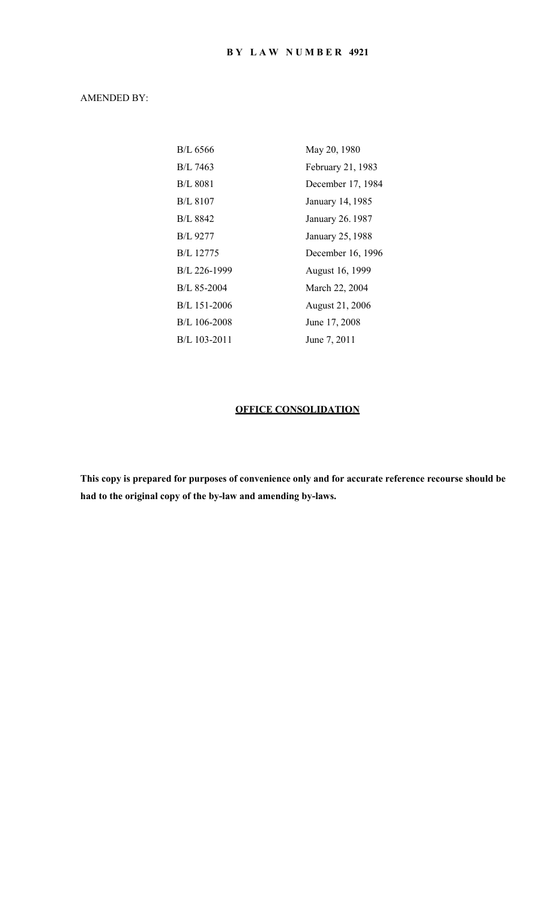# BY LAW NUMBER 4921

AMENDED BY:

| | |
|---|---|
| B/L 6566 | May 20, 1980 |
| B/L 7463 | February 21, 1983 |
| B/L 8081 | December 17, 1984 |
| B/L 8107 | January 14, 1985 |
| B/L 8842 | January 26. 1987 |
| B/L 9277 | January 25, 1988 |
| B/L 12775 | December 16, 1996 |
| B/L 226-1999 | August 16, 1999 |
| B/L 85-2004 | March 22, 2004 |
| B/L 151-2006 | August 21, 2006 |
| B/L 106-2008 | June 17, 2008 |
| B/L 103-2011 | June 7, 2011 |

## OFFICE CONSOLIDATION

**This copy is prepared for purposes of convenience only and for accurate reference recourse should be had to the original copy of the by-law and amending by-laws.**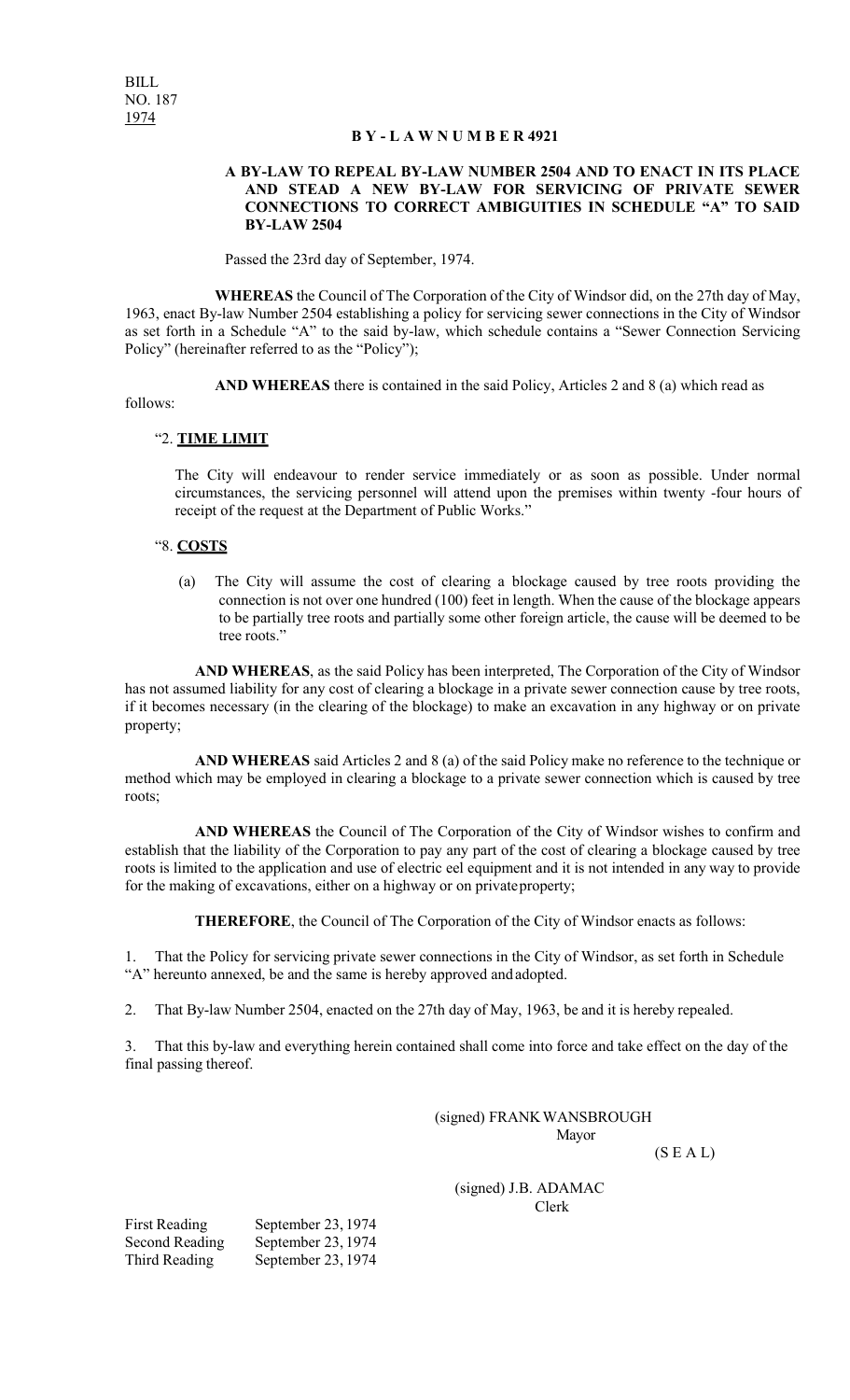BILL
NO. 187
1974

# B Y - L A W N U M B E R 4921

## A BY-LAW TO REPEAL BY-LAW NUMBER 2504 AND TO ENACT IN ITS PLACE AND STEAD A NEW BY-LAW FOR SERVICING OF PRIVATE SEWER CONNECTIONS TO CORRECT AMBIGUITIES IN SCHEDULE "A" TO SAID BY-LAW 2504

Passed the 23rd day of September, 1974.

**WHEREAS** the Council of The Corporation of the City of Windsor did, on the 27th day of May, 1963, enact By-law Number 2504 establishing a policy for servicing sewer connections in the City of Windsor as set forth in a Schedule "A" to the said by-law, which schedule contains a "Sewer Connection Servicing Policy" (hereinafter referred to as the "Policy");

**AND WHEREAS** there is contained in the said Policy, Articles 2 and 8 (a) which read as follows:

"2. **TIME LIMIT**

The City will endeavour to render service immediately or as soon as possible. Under normal circumstances, the servicing personnel will attend upon the premises within twenty -four hours of receipt of the request at the Department of Public Works."

"8. **COSTS**

(a) The City will assume the cost of clearing a blockage caused by tree roots providing the connection is not over one hundred (100) feet in length. When the cause of the blockage appears to be partially tree roots and partially some other foreign article, the cause will be deemed to be tree roots."

**AND WHEREAS**, as the said Policy has been interpreted, The Corporation of the City of Windsor has not assumed liability for any cost of clearing a blockage in a private sewer connection cause by tree roots, if it becomes necessary (in the clearing of the blockage) to make an excavation in any highway or on private property;

**AND WHEREAS** said Articles 2 and 8 (a) of the said Policy make no reference to the technique or method which may be employed in clearing a blockage to a private sewer connection which is caused by tree roots;

**AND WHEREAS** the Council of The Corporation of the City of Windsor wishes to confirm and establish that the liability of the Corporation to pay any part of the cost of clearing a blockage caused by tree roots is limited to the application and use of electric eel equipment and it is not intended in any way to provide for the making of excavations, either on a highway or on private property;

**THEREFORE**, the Council of The Corporation of the City of Windsor enacts as follows:

1. That the Policy for servicing private sewer connections in the City of Windsor, as set forth in Schedule "A" hereunto annexed, be and the same is hereby approved and adopted.

2. That By-law Number 2504, enacted on the 27th day of May, 1963, be and it is hereby repealed.

3. That this by-law and everything herein contained shall come into force and take effect on the day of the final passing thereof.

(signed) FRANK WANSBROUGH
Mayor

(S E A L)

(signed) J.B. ADAMAC
Clerk

First Reading September 23, 1974
Second Reading September 23, 1974
Third Reading September 23, 1974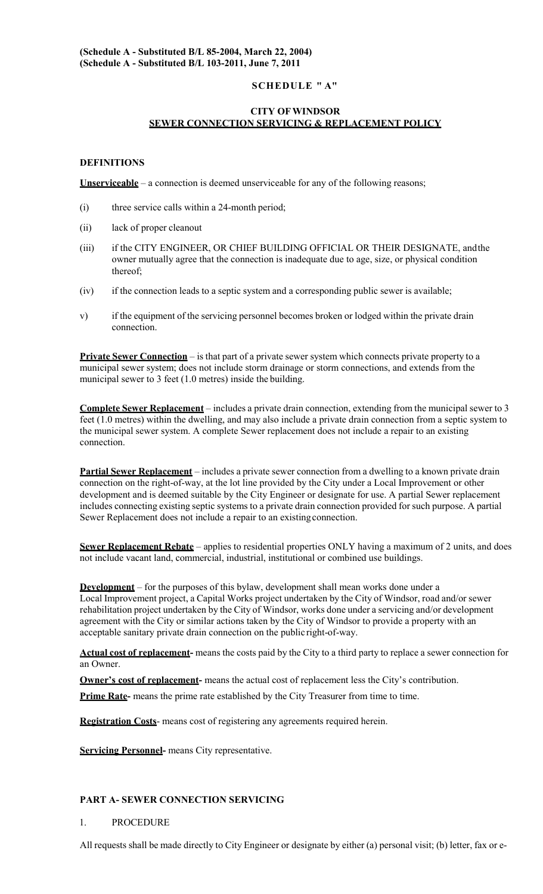**(Schedule A - Substituted B/L 85-2004, March 22, 2004)**
**(Schedule A - Substituted B/L 103-2011, June 7, 2011**

**SCHEDULE " A"**

**CITY OF WINDSOR**
**SEWER CONNECTION SERVICING & REPLACEMENT POLICY**

**DEFINITIONS**

**Unserviceable** – a connection is deemed unserviceable for any of the following reasons;

(i) three service calls within a 24-month period;

(ii) lack of proper cleanout

(iii) if the CITY ENGINEER, OR CHIEF BUILDING OFFICIAL OR THEIR DESIGNATE, andthe owner mutually agree that the connection is inadequate due to age, size, or physical condition thereof;

(iv) if the connection leads to a septic system and a corresponding public sewer is available;

v) if the equipment of the servicing personnel becomes broken or lodged within the private drain connection.

**Private Sewer Connection** – is that part of a private sewer system which connects private property to a municipal sewer system; does not include storm drainage or storm connections, and extends from the municipal sewer to 3 feet (1.0 metres) inside the building.

**Complete Sewer Replacement** – includes a private drain connection, extending from the municipal sewer to 3 feet (1.0 metres) within the dwelling, and may also include a private drain connection from a septic system to the municipal sewer system. A complete Sewer replacement does not include a repair to an existing connection.

**Partial Sewer Replacement** – includes a private sewer connection from a dwelling to a known private drain connection on the right-of-way, at the lot line provided by the City under a Local Improvement or other development and is deemed suitable by the City Engineer or designate for use. A partial Sewer replacement includes connecting existing septic systems to a private drain connection provided for such purpose. A partial Sewer Replacement does not include a repair to an existingconnection.

**Sewer Replacement Rebate** – applies to residential properties ONLY having a maximum of 2 units, and does not include vacant land, commercial, industrial, institutional or combined use buildings.

**Development** – for the purposes of this bylaw, development shall mean works done under a Local Improvement project, a Capital Works project undertaken by the City of Windsor, road and/or sewer rehabilitation project undertaken by the City of Windsor, works done under a servicing and/or development agreement with the City or similar actions taken by the City of Windsor to provide a property with an acceptable sanitary private drain connection on the public right-of-way.

**Actual cost of replacement-** means the costs paid by the City to a third party to replace a sewer connection for an Owner.

**Owner's cost of replacement-** means the actual cost of replacement less the City's contribution.

**Prime Rate-** means the prime rate established by the City Treasurer from time to time.

**Registration Costs**- means cost of registering any agreements required herein.

**Servicing Personnel-** means City representative.

**PART A- SEWER CONNECTION SERVICING**

1. PROCEDURE

All requests shall be made directly to City Engineer or designate by either (a) personal visit; (b) letter, fax or e-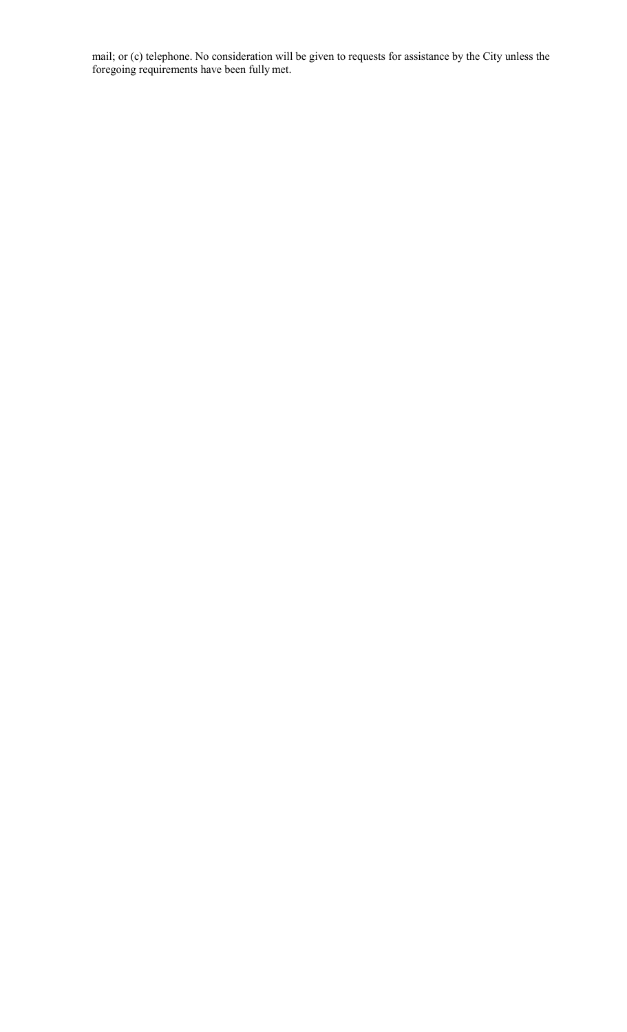mail; or (c) telephone. No consideration will be given to requests for assistance by the City unless the foregoing requirements have been fully met.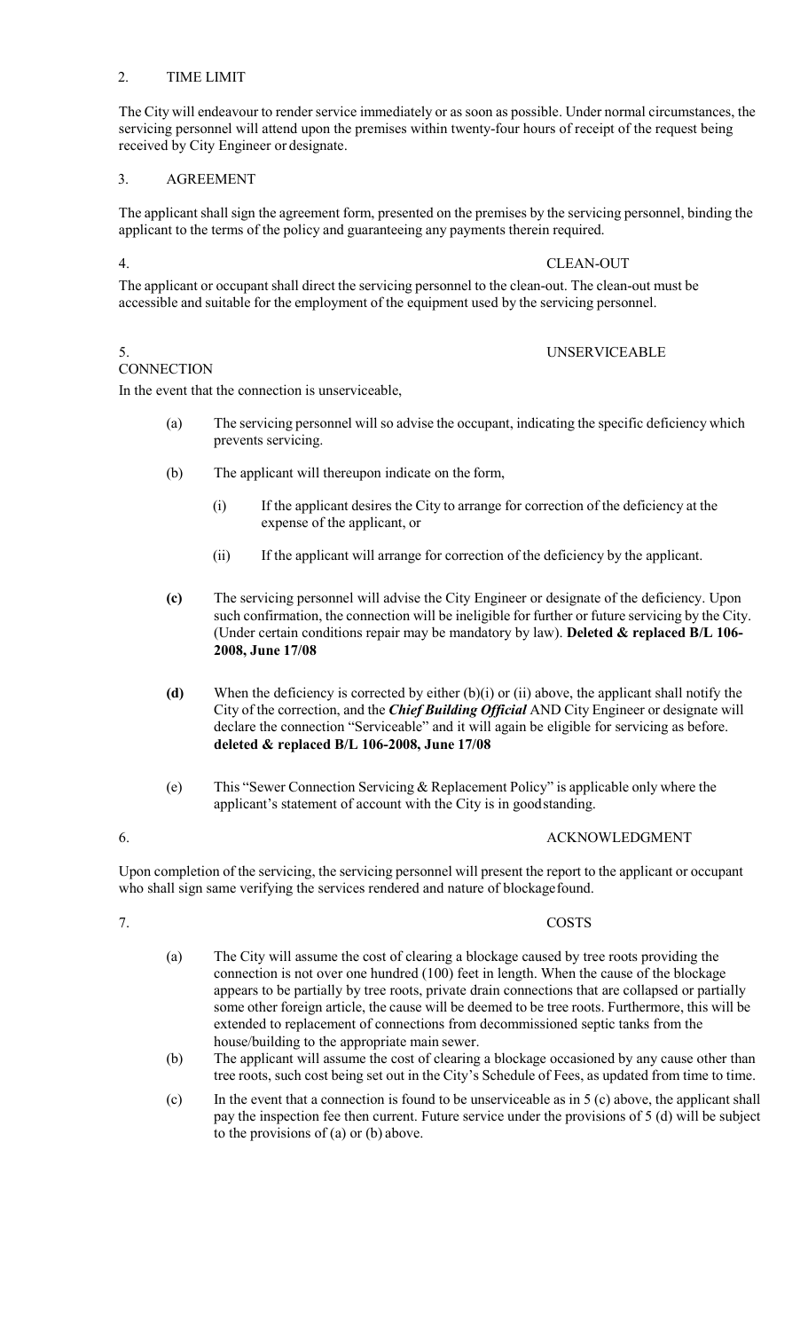## 2. TIME LIMIT

The City will endeavour to render service immediately or as soon as possible. Under normal circumstances, the servicing personnel will attend upon the premises within twenty-four hours of receipt of the request being received by City Engineer or designate.

## 3. AGREEMENT

The applicant shall sign the agreement form, presented on the premises by the servicing personnel, binding the applicant to the terms of the policy and guaranteeing any payments therein required.

## 4. CLEAN-OUT

The applicant or occupant shall direct the servicing personnel to the clean-out. The clean-out must be accessible and suitable for the employment of the equipment used by the servicing personnel.

## 5. UNSERVICEABLE CONNECTION

In the event that the connection is unserviceable,

(a) The servicing personnel will so advise the occupant, indicating the specific deficiency which prevents servicing.

(b) The applicant will thereupon indicate on the form,

(i) If the applicant desires the City to arrange for correction of the deficiency at the expense of the applicant, or

(ii) If the applicant will arrange for correction of the deficiency by the applicant.

**(c)** The servicing personnel will advise the City Engineer or designate of the deficiency. Upon such confirmation, the connection will be ineligible for further or future servicing by the City. (Under certain conditions repair may be mandatory by law). **Deleted & replaced B/L 106-2008, June 17/08**

**(d)** When the deficiency is corrected by either (b)(i) or (ii) above, the applicant shall notify the City of the correction, and the ***Chief Building Official*** AND City Engineer or designate will declare the connection "Serviceable" and it will again be eligible for servicing as before. **deleted & replaced B/L 106-2008, June 17/08**

(e) This "Sewer Connection Servicing & Replacement Policy" is applicable only where the applicant's statement of account with the City is in good standing.

## 6. ACKNOWLEDGMENT

Upon completion of the servicing, the servicing personnel will present the report to the applicant or occupant who shall sign same verifying the services rendered and nature of blockage found.

## 7. COSTS

(a) The City will assume the cost of clearing a blockage caused by tree roots providing the connection is not over one hundred (100) feet in length. When the cause of the blockage appears to be partially by tree roots, private drain connections that are collapsed or partially some other foreign article, the cause will be deemed to be tree roots. Furthermore, this will be extended to replacement of connections from decommissioned septic tanks from the house/building to the appropriate main sewer.

(b) The applicant will assume the cost of clearing a blockage occasioned by any cause other than tree roots, such cost being set out in the City's Schedule of Fees, as updated from time to time.

(c) In the event that a connection is found to be unserviceable as in 5 (c) above, the applicant shall pay the inspection fee then current. Future service under the provisions of 5 (d) will be subject to the provisions of (a) or (b) above.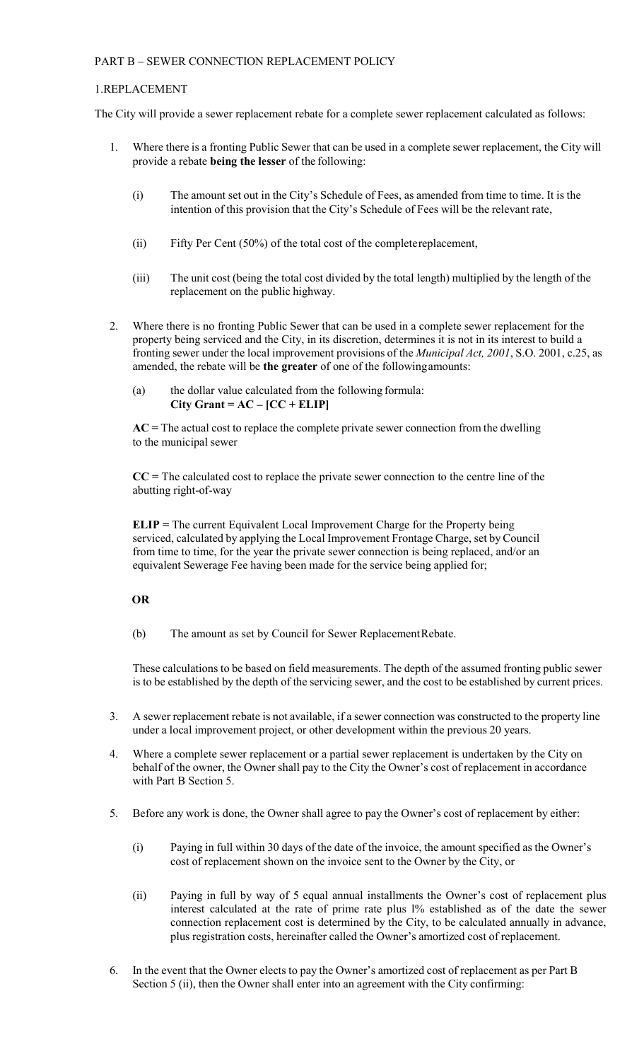PART B – SEWER CONNECTION REPLACEMENT POLICY

1.REPLACEMENT

The City will provide a sewer replacement rebate for a complete sewer replacement calculated as follows:

1. Where there is a fronting Public Sewer that can be used in a complete sewer replacement, the City will provide a rebate **being the lesser** of the following:

   (i) The amount set out in the City's Schedule of Fees, as amended from time to time. It is the intention of this provision that the City's Schedule of Fees will be the relevant rate,

   (ii) Fifty Per Cent (50%) of the total cost of the completereplacement,

   (iii) The unit cost (being the total cost divided by the total length) multiplied by the length of the replacement on the public highway.

2. Where there is no fronting Public Sewer that can be used in a complete sewer replacement for the property being serviced and the City, in its discretion, determines it is not in its interest to build a fronting sewer under the local improvement provisions of the *Municipal Act, 2001*, S.O. 2001, c.25, as amended, the rebate will be **the greater** of one of the followingamounts:

   (a) the dollar value calculated from the following formula:
   **City Grant = AC – [CC + ELIP]**

   **AC =** The actual cost to replace the complete private sewer connection from the dwelling to the municipal sewer

   **CC =** The calculated cost to replace the private sewer connection to the centre line of the abutting right-of-way

   **ELIP =** The current Equivalent Local Improvement Charge for the Property being serviced, calculated by applying the Local Improvement Frontage Charge, set by Council from time to time, for the year the private sewer connection is being replaced, and/or an equivalent Sewerage Fee having been made for the service being applied for;

   **OR**

   (b) The amount as set by Council for Sewer ReplacementRebate.

   These calculations to be based on field measurements. The depth of the assumed fronting public sewer is to be established by the depth of the servicing sewer, and the cost to be established by current prices.

3. A sewer replacement rebate is not available, if a sewer connection was constructed to the property line under a local improvement project, or other development within the previous 20 years.

4. Where a complete sewer replacement or a partial sewer replacement is undertaken by the City on behalf of the owner, the Owner shall pay to the City the Owner's cost of replacement in accordance with Part B Section 5.

5. Before any work is done, the Owner shall agree to pay the Owner's cost of replacement by either:

   (i) Paying in full within 30 days of the date of the invoice, the amount specified as the Owner's cost of replacement shown on the invoice sent to the Owner by the City, or

   (ii) Paying in full by way of 5 equal annual installments the Owner's cost of replacement plus interest calculated at the rate of prime rate plus 1% established as of the date the sewer connection replacement cost is determined by the City, to be calculated annually in advance, plus registration costs, hereinafter called the Owner's amortized cost of replacement.

6. In the event that the Owner elects to pay the Owner's amortized cost of replacement as per Part B Section 5 (ii), then the Owner shall enter into an agreement with the City confirming: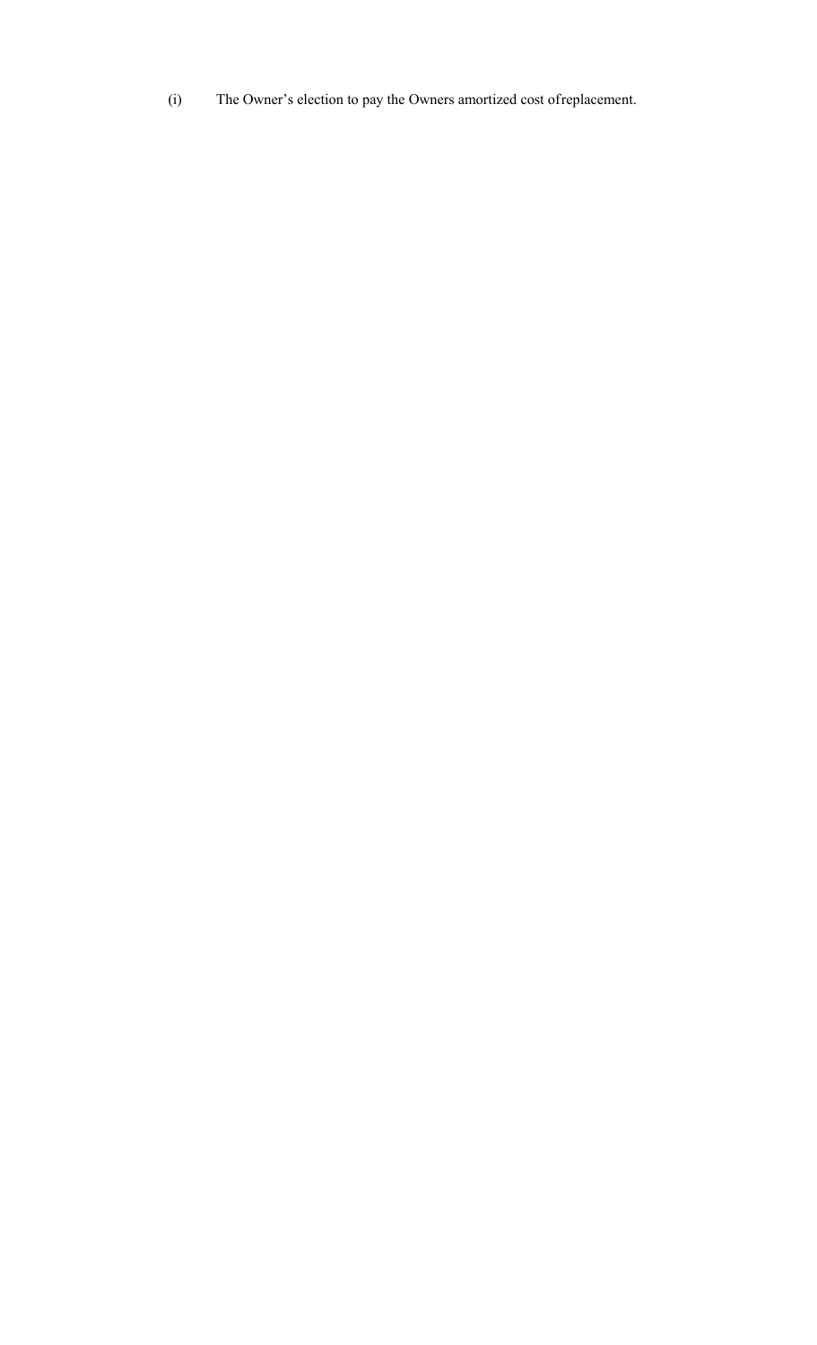(i) The Owner’s election to pay the Owners amortized cost ofreplacement.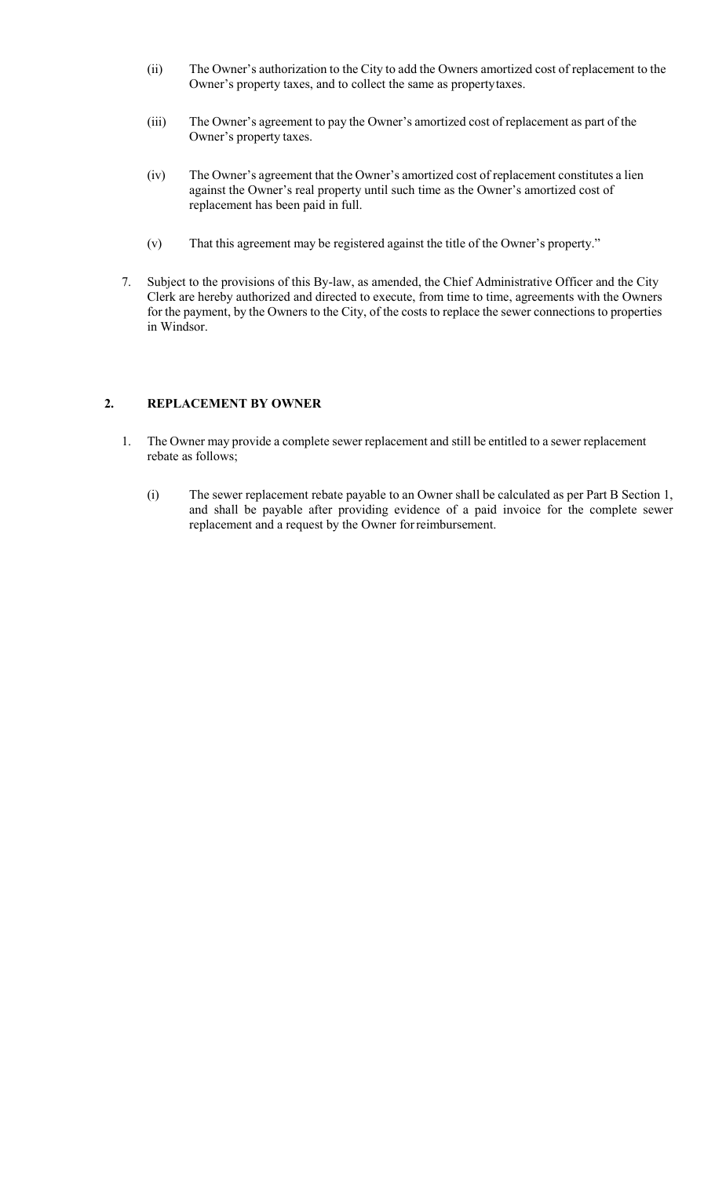(ii) The Owner's authorization to the City to add the Owners amortized cost of replacement to the Owner's property taxes, and to collect the same as property taxes.

(iii) The Owner's agreement to pay the Owner's amortized cost of replacement as part of the Owner's property taxes.

(iv) The Owner's agreement that the Owner's amortized cost of replacement constitutes a lien against the Owner's real property until such time as the Owner's amortized cost of replacement has been paid in full.

(v) That this agreement may be registered against the title of the Owner's property."

7. Subject to the provisions of this By-law, as amended, the Chief Administrative Officer and the City Clerk are hereby authorized and directed to execute, from time to time, agreements with the Owners for the payment, by the Owners to the City, of the costs to replace the sewer connections to properties in Windsor.

## 2. REPLACEMENT BY OWNER

1. The Owner may provide a complete sewer replacement and still be entitled to a sewer replacement rebate as follows;

   (i) The sewer replacement rebate payable to an Owner shall be calculated as per Part B Section 1, and shall be payable after providing evidence of a paid invoice for the complete sewer replacement and a request by the Owner for reimbursement.